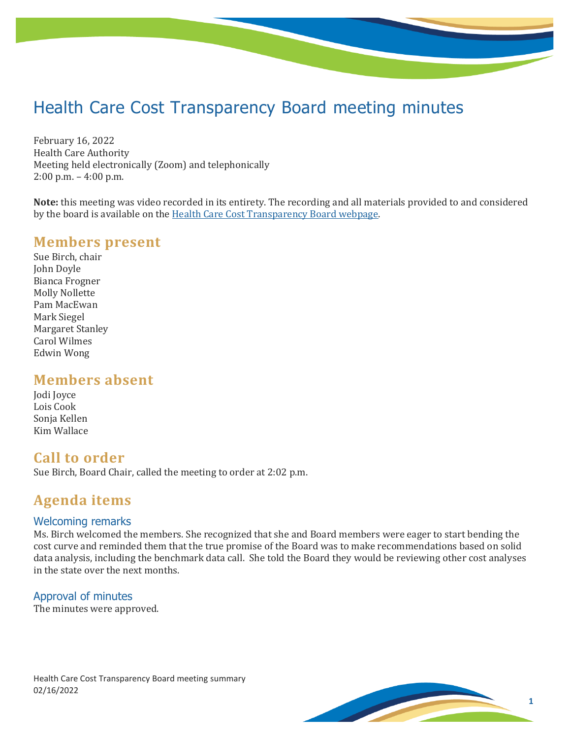# Health Care Cost Transparency Board meeting minutes

February 16, 2022
Health Care Authority
Meeting held electronically (Zoom) and telephonically
2:00 p.m. – 4:00 p.m.

**Note:** this meeting was video recorded in its entirety. The recording and all materials provided to and considered by the board is available on the Health Care Cost Transparency Board webpage.

## Members present

Sue Birch, chair
John Doyle
Bianca Frogner
Molly Nollette
Pam MacEwan
Mark Siegel
Margaret Stanley
Carol Wilmes
Edwin Wong

## Members absent

Jodi Joyce
Lois Cook
Sonja Kellen
Kim Wallace

## Call to order

Sue Birch, Board Chair, called the meeting to order at 2:02 p.m.

## Agenda items

### Welcoming remarks

Ms. Birch welcomed the members. She recognized that she and Board members were eager to start bending the cost curve and reminded them that the true promise of the Board was to make recommendations based on solid data analysis, including the benchmark data call. She told the Board they would be reviewing other cost analyses in the state over the next months.

### Approval of minutes

The minutes were approved.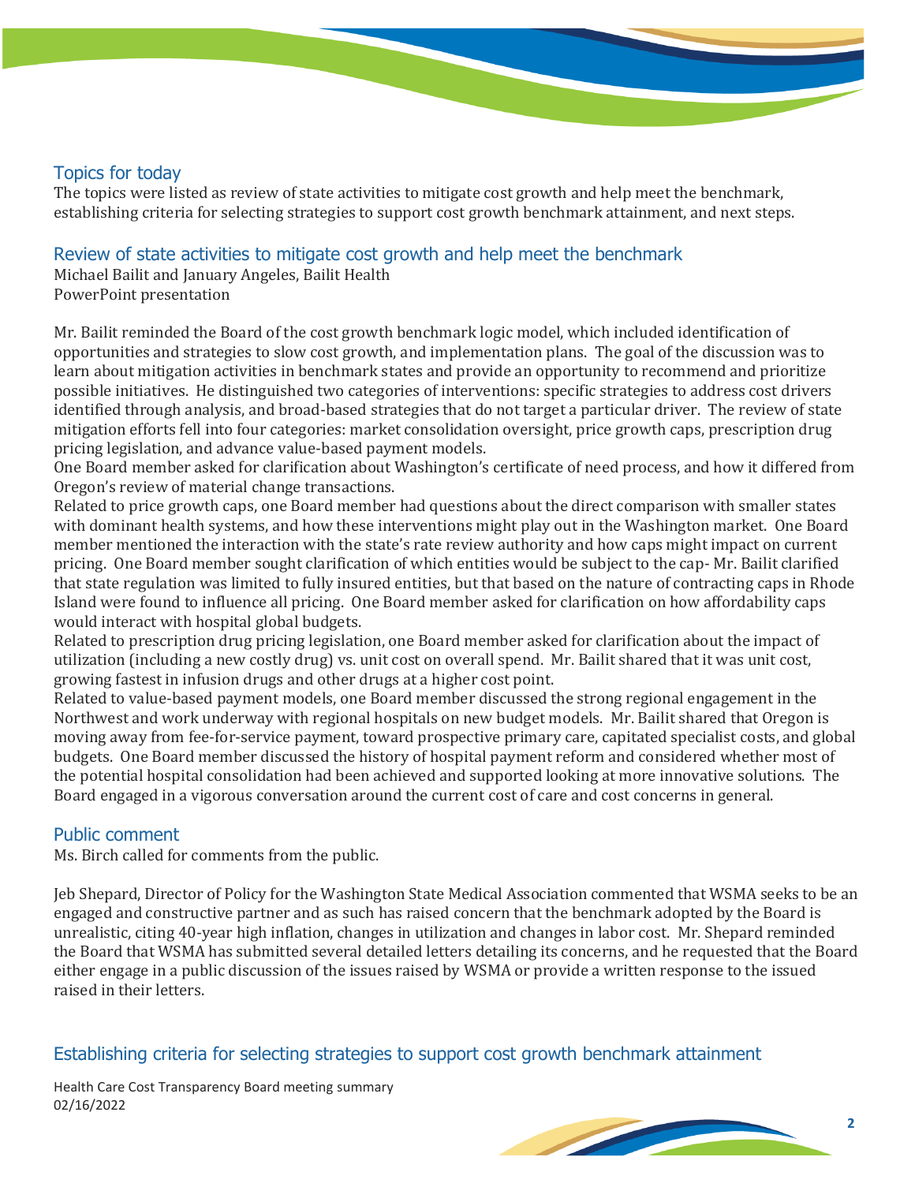## Topics for today

The topics were listed as review of state activities to mitigate cost growth and help meet the benchmark, establishing criteria for selecting strategies to support cost growth benchmark attainment, and next steps.

## Review of state activities to mitigate cost growth and help meet the benchmark

Michael Bailit and January Angeles, Bailit Health
PowerPoint presentation

Mr. Bailit reminded the Board of the cost growth benchmark logic model, which included identification of opportunities and strategies to slow cost growth, and implementation plans. The goal of the discussion was to learn about mitigation activities in benchmark states and provide an opportunity to recommend and prioritize possible initiatives. He distinguished two categories of interventions: specific strategies to address cost drivers identified through analysis, and broad-based strategies that do not target a particular driver. The review of state mitigation efforts fell into four categories: market consolidation oversight, price growth caps, prescription drug pricing legislation, and advance value-based payment models.

One Board member asked for clarification about Washington's certificate of need process, and how it differed from Oregon's review of material change transactions.

Related to price growth caps, one Board member had questions about the direct comparison with smaller states with dominant health systems, and how these interventions might play out in the Washington market. One Board member mentioned the interaction with the state's rate review authority and how caps might impact on current pricing. One Board member sought clarification of which entities would be subject to the cap- Mr. Bailit clarified that state regulation was limited to fully insured entities, but that based on the nature of contracting caps in Rhode Island were found to influence all pricing. One Board member asked for clarification on how affordability caps would interact with hospital global budgets.

Related to prescription drug pricing legislation, one Board member asked for clarification about the impact of utilization (including a new costly drug) vs. unit cost on overall spend. Mr. Bailit shared that it was unit cost, growing fastest in infusion drugs and other drugs at a higher cost point.

Related to value-based payment models, one Board member discussed the strong regional engagement in the Northwest and work underway with regional hospitals on new budget models. Mr. Bailit shared that Oregon is moving away from fee-for-service payment, toward prospective primary care, capitated specialist costs, and global budgets. One Board member discussed the history of hospital payment reform and considered whether most of the potential hospital consolidation had been achieved and supported looking at more innovative solutions. The Board engaged in a vigorous conversation around the current cost of care and cost concerns in general.

## Public comment

Ms. Birch called for comments from the public.

Jeb Shepard, Director of Policy for the Washington State Medical Association commented that WSMA seeks to be an engaged and constructive partner and as such has raised concern that the benchmark adopted by the Board is unrealistic, citing 40-year high inflation, changes in utilization and changes in labor cost. Mr. Shepard reminded the Board that WSMA has submitted several detailed letters detailing its concerns, and he requested that the Board either engage in a public discussion of the issues raised by WSMA or provide a written response to the issued raised in their letters.

## Establishing criteria for selecting strategies to support cost growth benchmark attainment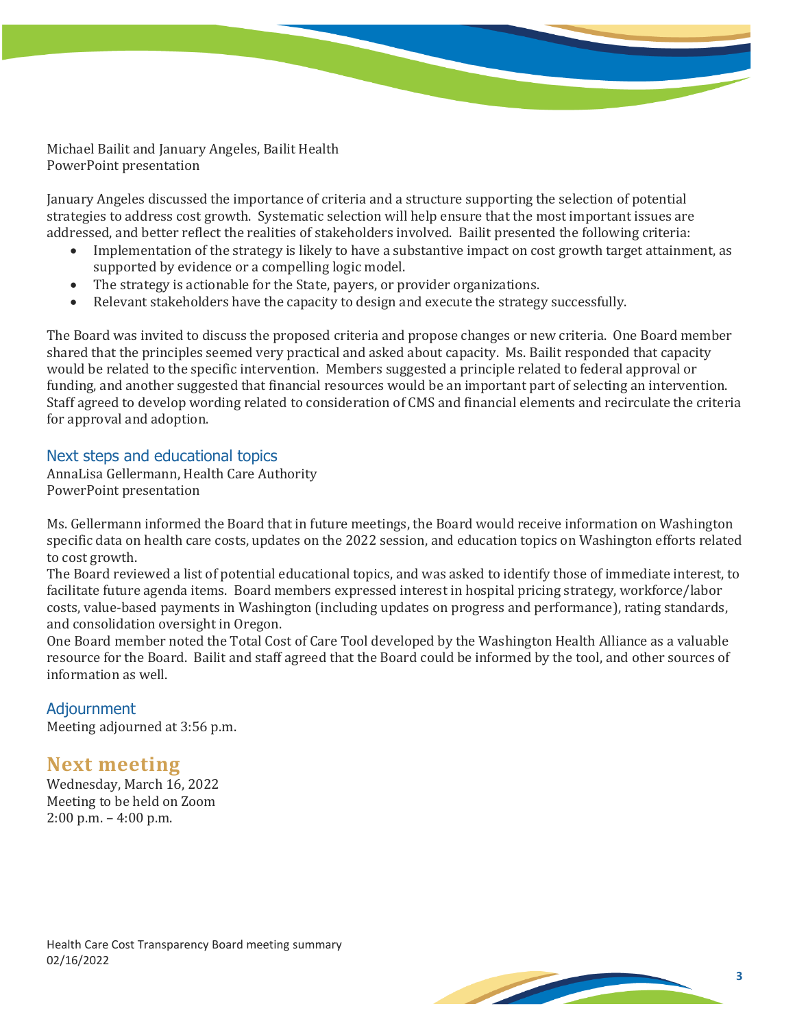Michael Bailit and January Angeles, Bailit Health
PowerPoint presentation

January Angeles discussed the importance of criteria and a structure supporting the selection of potential strategies to address cost growth. Systematic selection will help ensure that the most important issues are addressed, and better reflect the realities of stakeholders involved. Bailit presented the following criteria:

- Implementation of the strategy is likely to have a substantive impact on cost growth target attainment, as supported by evidence or a compelling logic model.
- The strategy is actionable for the State, payers, or provider organizations.
- Relevant stakeholders have the capacity to design and execute the strategy successfully.

The Board was invited to discuss the proposed criteria and propose changes or new criteria. One Board member shared that the principles seemed very practical and asked about capacity. Ms. Bailit responded that capacity would be related to the specific intervention. Members suggested a principle related to federal approval or funding, and another suggested that financial resources would be an important part of selecting an intervention. Staff agreed to develop wording related to consideration of CMS and financial elements and recirculate the criteria for approval and adoption.

### Next steps and educational topics

AnnaLisa Gellermann, Health Care Authority
PowerPoint presentation

Ms. Gellermann informed the Board that in future meetings, the Board would receive information on Washington specific data on health care costs, updates on the 2022 session, and education topics on Washington efforts related to cost growth.
The Board reviewed a list of potential educational topics, and was asked to identify those of immediate interest, to facilitate future agenda items. Board members expressed interest in hospital pricing strategy, workforce/labor costs, value-based payments in Washington (including updates on progress and performance), rating standards, and consolidation oversight in Oregon.
One Board member noted the Total Cost of Care Tool developed by the Washington Health Alliance as a valuable resource for the Board. Bailit and staff agreed that the Board could be informed by the tool, and other sources of information as well.

### Adjournment

Meeting adjourned at 3:56 p.m.

## Next meeting

Wednesday, March 16, 2022
Meeting to be held on Zoom
2:00 p.m. – 4:00 p.m.